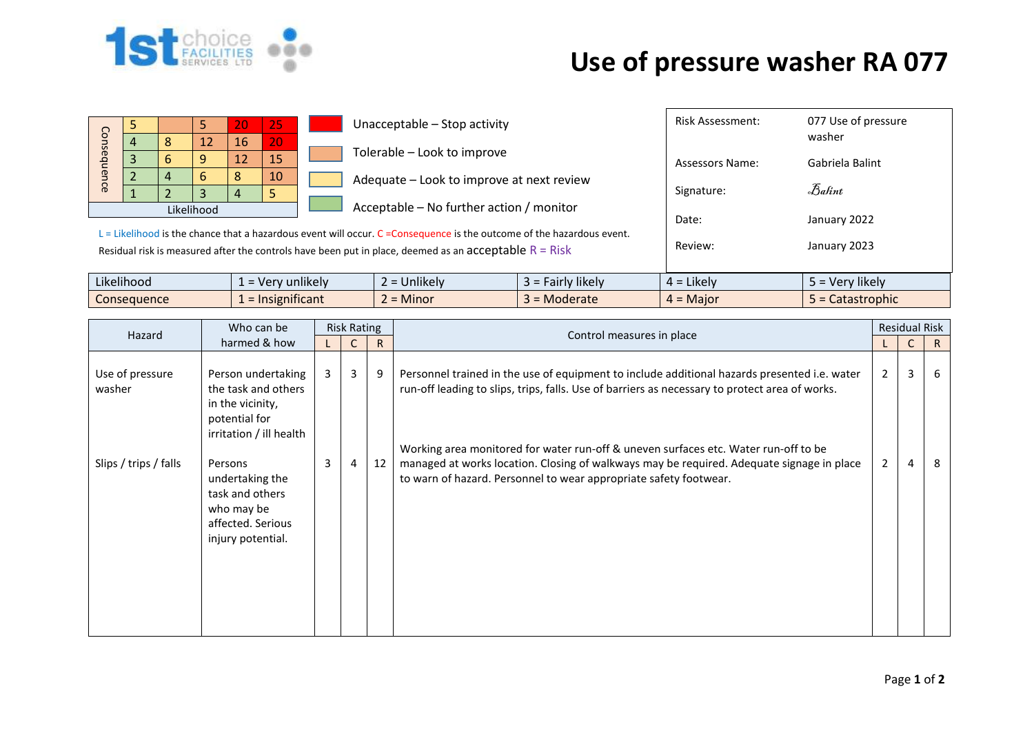# Use of pressure washer RA 077

| Consequence | | | | | |
|---|---|---|---|---|---|
| | 5 | | 5 | 20 | 25 |
| | 4 | 8 | 12 | 16 | 20 |
| | 3 | 6 | 9 | 12 | 15 |
| | 2 | 4 | 6 | 8 | 10 |
| | 1 | 2 | 3 | 4 | 5 |
| Likelihood | | | | | |

- Unacceptable – Stop activity
- Tolerable – Look to improve
- Adequate – Look to improve at next review
- Acceptable – No further action / monitor

L = Likelihood is the chance that a hazardous event will occur. C =Consequence is the outcome of the hazardous event.
Residual risk is measured after the controls have been put in place, deemed as an acceptable R = Risk

| | |
|---|---|
| Risk Assessment: | 077 Use of pressure washer |
| Assessors Name: | Gabriela Balint |
| Signature: | Balint |
| Date: | January 2022 |
| Review: | January 2023 |

| | | | | | |
|---|---|---|---|---|---|
| Likelihood | 1 = Very unlikely | 2 = Unlikely | 3 = Fairly likely | 4 = Likely | 5 = Very likely |
| Consequence | 1 = Insignificant | 2 = Minor | 3 = Moderate | 4 = Major | 5 = Catastrophic |

| Hazard | Who can be harmed & how | Risk Rating | | | Control measures in place | Residual Risk | | |
|---|---|---|---|---|---|---|---|---|
| | | L | C | R | | L | C | R |
| Use of pressure washer | Person undertaking the task and others in the vicinity, potential for irritation / ill health | 3 | 3 | 9 | Personnel trained in the use of equipment to include additional hazards presented i.e. water run-off leading to slips, trips, falls. Use of barriers as necessary to protect area of works. | 2 | 3 | 6 |
| Slips / trips / falls | Persons undertaking the task and others who may be affected. Serious injury potential. | 3 | 4 | 12 | Working area monitored for water run-off & uneven surfaces etc. Water run-off to be managed at works location. Closing of walkways may be required. Adequate signage in place to warn of hazard. Personnel to wear appropriate safety footwear. | 2 | 4 | 8 |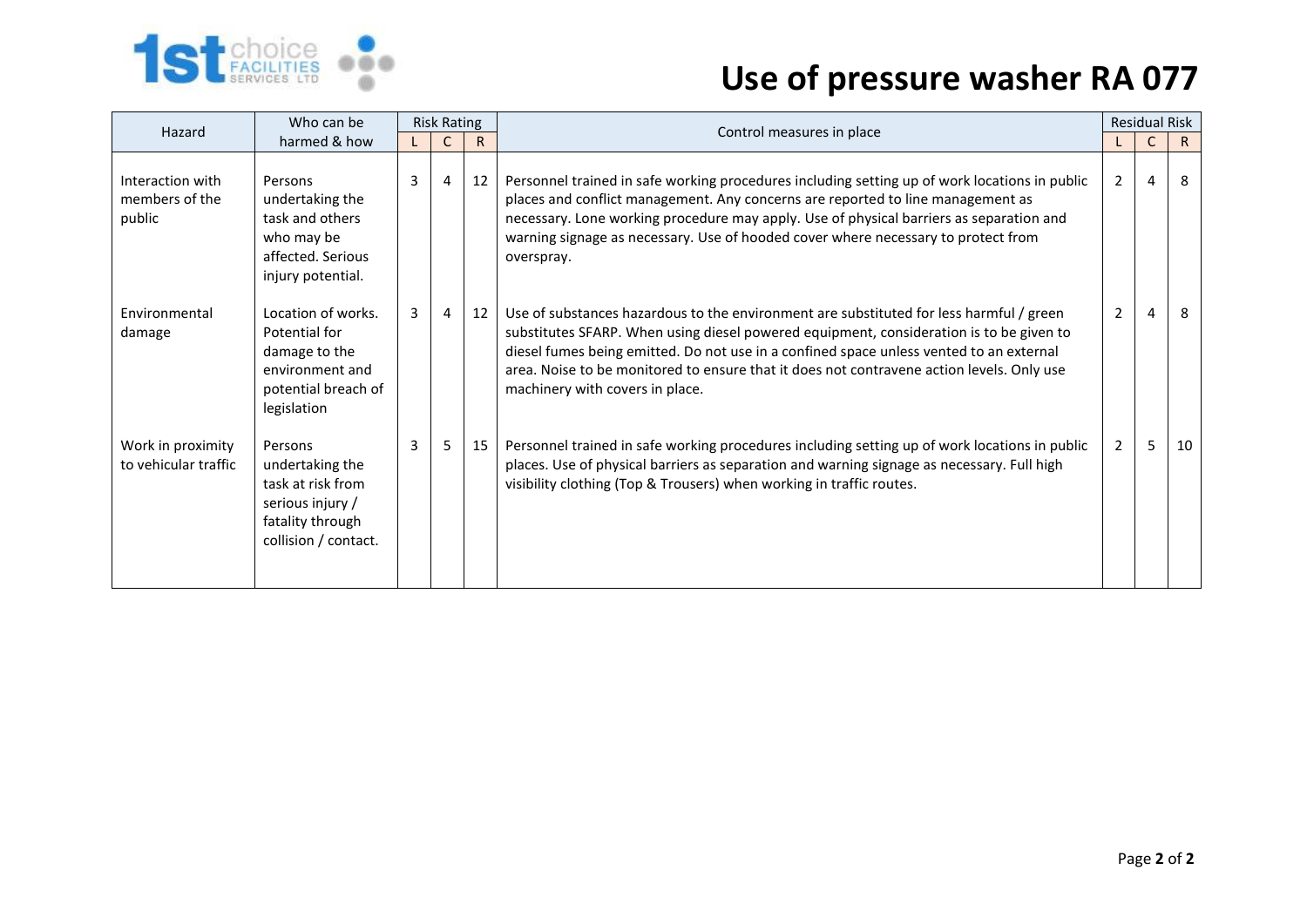# Use of pressure washer RA 077

| Hazard | Who can be harmed & how | Risk Rating | | | Control measures in place | Residual Risk | | |
|---|---|---|---|---|---|---|---|---|
| | | L | C | R | | L | C | R |
| Interaction with members of the public | Persons undertaking the task and others who may be affected. Serious injury potential. | 3 | 4 | 12 | Personnel trained in safe working procedures including setting up of work locations in public places and conflict management. Any concerns are reported to line management as necessary. Lone working procedure may apply. Use of physical barriers as separation and warning signage as necessary. Use of hooded cover where necessary to protect from overspray. | 2 | 4 | 8 |
| Environmental damage | Location of works. Potential for damage to the environment and potential breach of legislation | 3 | 4 | 12 | Use of substances hazardous to the environment are substituted for less harmful / green substitutes SFARP. When using diesel powered equipment, consideration is to be given to diesel fumes being emitted. Do not use in a confined space unless vented to an external area. Noise to be monitored to ensure that it does not contravene action levels. Only use machinery with covers in place. | 2 | 4 | 8 |
| Work in proximity to vehicular traffic | Persons undertaking the task at risk from serious injury / fatality through collision / contact. | 3 | 5 | 15 | Personnel trained in safe working procedures including setting up of work locations in public places. Use of physical barriers as separation and warning signage as necessary. Full high visibility clothing (Top & Trousers) when working in traffic routes. | 2 | 5 | 10 |